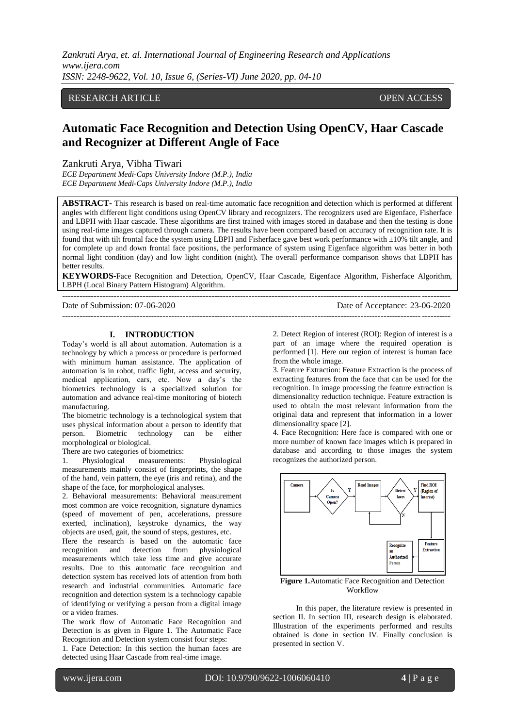RESEARCH ARTICLE OPEN ACCESS

# Automatic Face Recognition and Detection Using OpenCV, Haar Cascade and Recognizer at Different Angle of Face

Zankruti Arya, Vibha Tiwari

*ECE Department Medi-Caps University Indore (M.P.), India*
*ECE Department Medi-Caps University Indore (M.P.), India*

**ABSTRACT-** This research is based on real-time automatic face recognition and detection which is performed at different angles with different light conditions using OpenCV library and recognizers. The recognizers used are Eigenface, Fisherface and LBPH with Haar cascade. These algorithms are first trained with images stored in database and then the testing is done using real-time images captured through camera. The results have been compared based on accuracy of recognition rate. It is found that with tilt frontal face the system using LBPH and Fisherface gave best work performance with ±10% tilt angle, and for complete up and down frontal face positions, the performance of system using Eigenface algorithm was better in both normal light condition (day) and low light condition (night). The overall performance comparison shows that LBPH has better results.

**KEYWORDS-**Face Recognition and Detection, OpenCV, Haar Cascade, Eigenface Algorithm, Fisherface Algorithm, LBPH (Local Binary Pattern Histogram) Algorithm.

---

Date of Submission: 07-06-2020 Date of Acceptance: 23-06-2020

---

## I. INTRODUCTION

Today's world is all about automation. Automation is a technology by which a process or procedure is performed with minimum human assistance. The application of automation is in robot, traffic light, access and security, medical application, cars, etc. Now a day's the biometrics technology is a specialized solution for automation and advance real-time monitoring of biotech manufacturing.

The biometric technology is a technological system that uses physical information about a person to identify that person. Biometric technology can be either morphological or biological.

There are two categories of biometrics:

1. Physiological measurements: Physiological measurements mainly consist of fingerprints, the shape of the hand, vein pattern, the eye (iris and retina), and the shape of the face, for morphological analyses.
2. Behavioral measurements: Behavioral measurement most common are voice recognition, signature dynamics (speed of movement of pen, accelerations, pressure exerted, inclination), keystroke dynamics, the way objects are used, gait, the sound of steps, gestures, etc.

Here the research is based on the automatic face recognition and detection from physiological measurements which take less time and give accurate results. Due to this automatic face recognition and detection system has received lots of attention from both research and industrial communities. Automatic face recognition and detection system is a technology capable of identifying or verifying a person from a digital image or a video frames.

The work flow of Automatic Face Recognition and Detection is as given in Figure 1. The Automatic Face Recognition and Detection system consist four steps:

1. Face Detection: In this section the human faces are detected using Haar Cascade from real-time image.
2. Detect Region of interest (ROI): Region of interest is a part of an image where the required operation is performed [1]. Here our region of interest is human face from the whole image.
3. Feature Extraction: Feature Extraction is the process of extracting features from the face that can be used for the recognition. In image processing the feature extraction is dimensionality reduction technique. Feature extraction is used to obtain the most relevant information from the original data and represent that information in a lower dimensionality space [2].
4. Face Recognition: Here face is compared with one or more number of known face images which is prepared in database and according to those images the system recognizes the authorized person.

Camera → Is Camera Open? —Y→ Read Images → Detect faces —Y→ Find ROI (Region of Interest) → Feature Extraction → Recognize an Authorized Person (Detect faces —N→ Read Images)

**Figure 1.**Automatic Face Recognition and Detection Workflow

In this paper, the literature review is presented in section II. In section III, research design is elaborated. Illustration of the experiments performed and results obtained is done in section IV. Finally conclusion is presented in section V.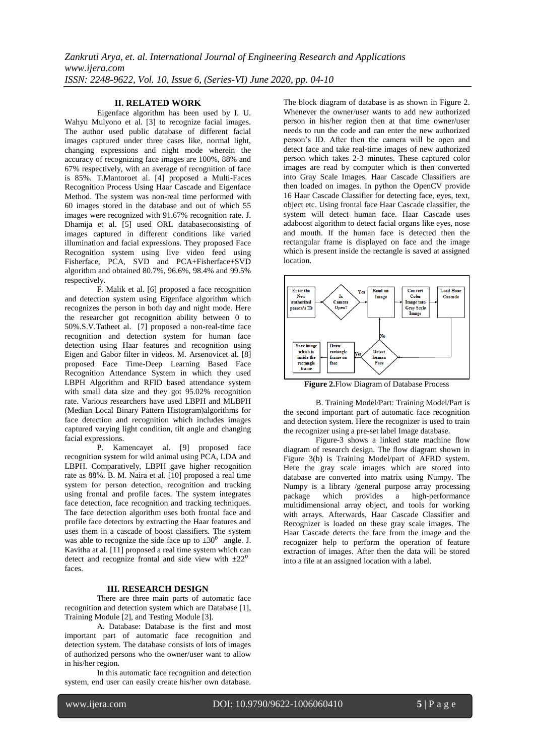## II. RELATED WORK

Eigenface algorithm has been used by I. U. Wahyu Mulyono et al. [3] to recognize facial images. The author used public database of different facial images captured under three cases like, normal light, changing expressions and night mode wherein the accuracy of recognizing face images are 100%, 88% and 67% respectively, with an average of recognition of face is 85%. T.Mantoroet al. [4] proposed a Multi-Faces Recognition Process Using Haar Cascade and Eigenface Method. The system was non-real time performed with 60 images stored in the database and out of which 55 images were recognized with 91.67% recognition rate. J. Dhamija et al. [5] used ORL databaseconsisting of images captured in different conditions like varied illumination and facial expressions. They proposed Face Recognition system using live video feed using Fisherface, PCA, SVD and PCA+Fisherface+SVD algorithm and obtained 80.7%, 96.6%, 98.4% and 99.5% respectively.

F. Malik et al. [6] proposed a face recognition and detection system using Eigenface algorithm which recognizes the person in both day and night mode. Here the researcher got recognition ability between 0 to 50%.S.V.Tatheet al. [7] proposed a non-real-time face recognition and detection system for human face detection using Haar features and recognition using Eigen and Gabor filter in videos. M. Arsenovicet al. [8] proposed Face Time-Deep Learning Based Face Recognition Attendance System in which they used LBPH Algorithm and RFID based attendance system with small data size and they got 95.02% recognition rate. Various researchers have used LBPH and MLBPH (Median Local Binary Pattern Histogram)algorithms for face detection and recognition which includes images captured varying light condition, tilt angle and changing facial expressions.

P. Kamencayet al. [9] proposed face recognition system for wild animal using PCA, LDA and LBPH. Comparatively, LBPH gave higher recognition rate as 88%. B. M. Naira et al. [10] proposed a real time system for person detection, recognition and tracking using frontal and profile faces. The system integrates face detection, face recognition and tracking techniques. The face detection algorithm uses both frontal face and profile face detectors by extracting the Haar features and uses them in a cascade of boost classifiers. The system was able to recognize the side face up to $\pm 30^0$ angle. J. Kavitha at al. [11] proposed a real time system which can detect and recognize frontal and side view with $\pm 22^0$ faces.

## III. RESEARCH DESIGN

There are three main parts of automatic face recognition and detection system which are Database [1], Training Module [2], and Testing Module [3].

A. Database: Database is the first and most important part of automatic face recognition and detection system. The database consists of lots of images of authorized persons who the owner/user want to allow in his/her region.

In this automatic face recognition and detection system, end user can easily create his/her own database. The block diagram of database is as shown in Figure 2. Whenever the owner/user wants to add new authorized person in his/her region then at that time owner/user needs to run the code and can enter the new authorized person's ID. After then the camera will be open and detect face and take real-time images of new authorized person which takes 2-3 minutes. These captured color images are read by computer which is then converted into Gray Scale Images. Haar Cascade Classifiers are then loaded on images. In python the OpenCV provide 16 Haar Cascade Classifier for detecting face, eyes, text, object etc. Using frontal face Haar Cascade classifier, the system will detect human face. Haar Cascade uses adaboost algorithm to detect facial organs like eyes, nose and mouth. If the human face is detected then the rectangular frame is displayed on face and the image which is present inside the rectangle is saved at assigned location.

Enter the New authorized person's ID → Is Camera Open? → Yes → Read an Image → Convert Color Image into Gray Scale Image → Load Haar Cascade → Detect human Face → No (back to Read an Image) / Yes → Draw rectangle frame on face → Save image which is inside the rectangle frame

**Figure 2.**Flow Diagram of Database Process

B. Training Model/Part: Training Model/Part is the second important part of automatic face recognition and detection system. Here the recognizer is used to train the recognizer using a pre-set label Image database.

Figure-3 shows a linked state machine flow diagram of research design. The flow diagram shown in Figure 3(b) is Training Model/part of AFRD system. Here the gray scale images which are stored into database are converted into matrix using Numpy. The Numpy is a library /general purpose array processing package which provides a high-performance multidimensional array object, and tools for working with arrays. Afterwards, Haar Cascade Classifier and Recognizer is loaded on these gray scale images. The Haar Cascade detects the face from the image and the recognizer help to perform the operation of feature extraction of images. After then the data will be stored into a file at an assigned location with a label.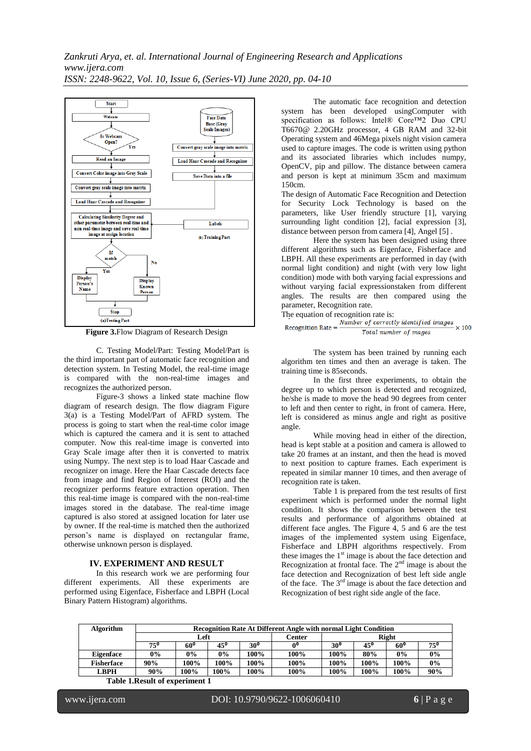Figure 3.Flow Diagram of Research Design

C. Testing Model/Part: Testing Model/Part is the third important part of automatic face recognition and detection system. In Testing Model, the real-time image is compared with the non-real-time images and recognizes the authorized person.

Figure-3 shows a linked state machine flow diagram of research design. The flow diagram Figure 3(a) is a Testing Model/Part of AFRD system. The process is going to start when the real-time color image which is captured the camera and it is sent to attached computer. Now this real-time image is converted into Gray Scale image after then it is converted to matrix using Numpy. The next step is to load Haar Cascade and recognizer on image. Here the Haar Cascade detects face from image and find Region of Interest (ROI) and the recognizer performs feature extraction operation. Then this real-time image is compared with the non-real-time images stored in the database. The real-time image captured is also stored at assigned location for later use by owner. If the real-time is matched then the authorized person's name is displayed on rectangular frame, otherwise unknown person is displayed.

## IV. EXPERIMENT AND RESULT

In this research work we are performing four different experiments. All these experiments are performed using Eigenface, Fisherface and LBPH (Local Binary Pattern Histogram) algorithms.

The automatic face recognition and detection system has been developed usingComputer with specification as follows: Intel® Core™2 Duo CPU T6670@ 2.20GHz processor, 4 GB RAM and 32-bit Operating system and 46Mega pixels night vision camera used to capture images. The code is written using python and its associated libraries which includes numpy, OpenCV, pip and pillow. The distance between camera and person is kept at minimum 35cm and maximum 150cm.

The design of Automatic Face Recognition and Detection for Security Lock Technology is based on the parameters, like User friendly structure [1], varying surrounding light condition [2], facial expression [3], distance between person from camera [4], Angel [5] .

Here the system has been designed using three different algorithms such as Eigenface, Fisherface and LBPH. All these experiments are performed in day (with normal light condition) and night (with very low light condition) mode with both varying facial expressions and without varying facial expressionstaken from different angles. The results are then compared using the parameter, Recognition rate.

The equation of recognition rate is:

$$\text{Recognition Rate} = \frac{\text{Number of correctly identified images}}{\text{Total number of mages}} \times 100$$

The system has been trained by running each algorithm ten times and then an average is taken. The training time is 85seconds.

In the first three experiments, to obtain the degree up to which person is detected and recognized, he/she is made to move the head 90 degrees from center to left and then center to right, in front of camera. Here, left is considered as minus angle and right as positive angle.

While moving head in either of the direction, head is kept stable at a position and camera is allowed to take 20 frames at an instant, and then the head is moved to next position to capture frames. Each experiment is repeated in similar manner 10 times, and then average of recognition rate is taken.

Table 1 is prepared from the test results of first experiment which is performed under the normal light condition. It shows the comparison between the test results and performance of algorithms obtained at different face angles. The Figure 4, 5 and 6 are the test images of the implemented system using Eigenface, Fisherface and LBPH algorithms respectively. From these images the 1st image is about the face detection and Recognization at frontal face. The 2nd image is about the face detection and Recognization of best left side angle of the face. The 3rd image is about the face detection and Recognization of best right side angle of the face.

| Algorithm | Recognition Rate At Different Angle with normal Light Condition | | | | | | | | |
|---|---|---|---|---|---|---|---|---|---|
| | Left | | | | Center | Right | | | |
| | $75^0$ | $60^0$ | $45^0$ | $30^0$ | $0^0$ | $30^0$ | $45^0$ | $60^0$ | $75^0$ |
| **Eigenface** | 0% | 0% | 0% | 100% | 100% | 100% | 80% | 0% | 0% |
| **Fisherface** | 90% | 100% | 100% | 100% | 100% | 100% | 100% | 100% | 0% |
| **LBPH** | 90% | 100% | 100% | 100% | 100% | 100% | 100% | 100% | 90% |

**Table 1.Result of experiment 1**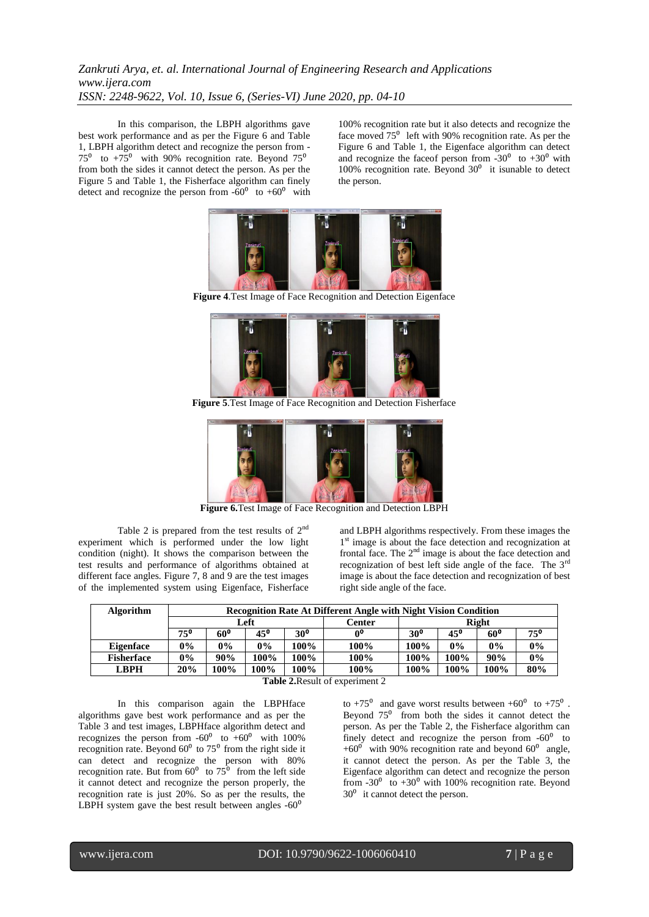In this comparison, the LBPH algorithms gave best work performance and as per the Figure 6 and Table 1, LBPH algorithm detect and recognize the person from $-75^0$ to $+75^0$ with 90% recognition rate. Beyond $75^0$ from both the sides it cannot detect the person. As per the Figure 5 and Table 1, the Fisherface algorithm can finely detect and recognize the person from $-60^0$ to $+60^0$ with 100% recognition rate but it also detects and recognize the face moved $75^0$ left with 90% recognition rate. As per the Figure 6 and Table 1, the Eigenface algorithm can detect and recognize the faceof person from $-30^0$ to $+30^0$ with 100% recognition rate. Beyond $30^0$ it isunable to detect the person.

**Figure 4**.Test Image of Face Recognition and Detection Eigenface

**Figure 5**.Test Image of Face Recognition and Detection Fisherface

**Figure 6.**Test Image of Face Recognition and Detection LBPH

Table 2 is prepared from the test results of 2nd experiment which is performed under the low light condition (night). It shows the comparison between the test results and performance of algorithms obtained at different face angles. Figure 7, 8 and 9 are the test images of the implemented system using Eigenface, Fisherface and LBPH algorithms respectively. From these images the 1st image is about the face detection and recognization at frontal face. The 2nd image is about the face detection and recognization of best left side angle of the face. The 3rd image is about the face detection and recognization of best right side angle of the face.

| **Algorithm** | **Recognition Rate At Different Angle with Night Vision Condition** | | | | | | | | |
|---|---|---|---|---|---|---|---|---|---|
| | **Left** | | | | **Center** | **Right** | | | |
| | **$75^0$** | **$60^0$** | **$45^0$** | **$30^0$** | **$0^0$** | **$30^0$** | **$45^0$** | **$60^0$** | **$75^0$** |
| **Eigenface** | **0%** | **0%** | **0%** | **100%** | **100%** | **100%** | **0%** | **0%** | **0%** |
| **Fisherface** | **0%** | **90%** | **100%** | **100%** | **100%** | **100%** | **100%** | **90%** | **0%** |
| **LBPH** | **20%** | **100%** | **100%** | **100%** | **100%** | **100%** | **100%** | **100%** | **80%** |

**Table 2.**Result of experiment 2

In this comparison again the LBPHface algorithms gave best work performance and as per the Table 3 and test images, LBPHface algorithm detect and recognizes the person from $-60^0$ to $+60^0$ with 100% recognition rate. Beyond $60^0$ to $75^0$ from the right side it can detect and recognize the person with 80% recognition rate. But from $60^0$ to $75^0$ from the left side it cannot detect and recognize the person properly, the recognition rate is just 20%. So as per the results, the LBPH system gave the best result between angles $-60^0$ to $+75^0$ and gave worst results between $+60^0$ to $+75^0$. Beyond $75^0$ from both the sides it cannot detect the person. As per the Table 2, the Fisherface algorithm can finely detect and recognize the person from $-60^0$ to $+60^0$ with 90% recognition rate and beyond $60^0$ angle, it cannot detect the person. As per the Table 3, the Eigenface algorithm can detect and recognize the person from $-30^0$ to $+30^0$ with 100% recognition rate. Beyond $30^0$ it cannot detect the person.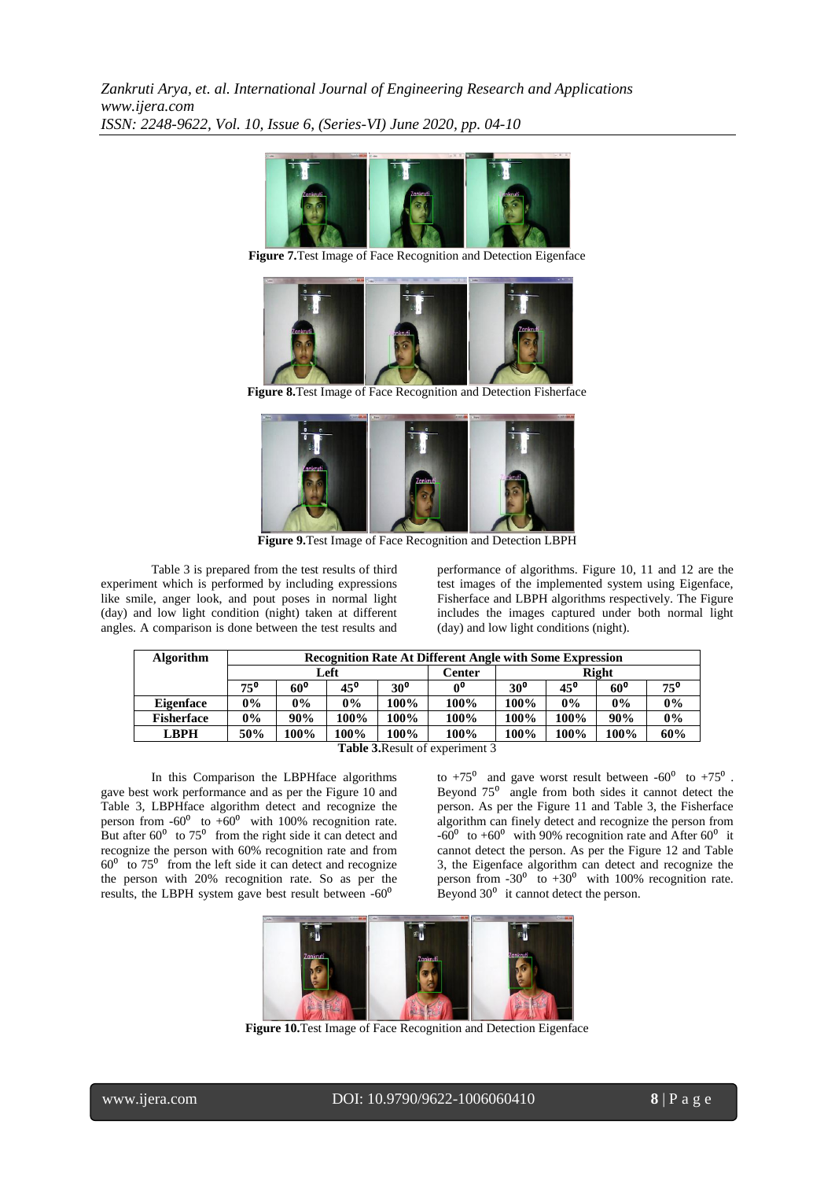**Figure 7.** Test Image of Face Recognition and Detection Eigenface

**Figure 8.** Test Image of Face Recognition and Detection Fisherface

**Figure 9.** Test Image of Face Recognition and Detection LBPH

Table 3 is prepared from the test results of third experiment which is performed by including expressions like smile, anger look, and pout poses in normal light (day) and low light condition (night) taken at different angles. A comparison is done between the test results and performance of algorithms. Figure 10, 11 and 12 are the test images of the implemented system using Eigenface, Fisherface and LBPH algorithms respectively. The Figure includes the images captured under both normal light (day) and low light conditions (night).

| Algorithm | Recognition Rate At Different Angle with Some Expression | | | | | | | | |
|---|---|---|---|---|---|---|---|---|---|
| | Left | | | | Center | Right | | | |
| | $75^0$ | $60^0$ | $45^0$ | $30^0$ | $0^0$ | $30^0$ | $45^0$ | $60^0$ | $75^0$ |
| **Eigenface** | 0% | 0% | 0% | 100% | 100% | 100% | 0% | 0% | 0% |
| **Fisherface** | 0% | 90% | 100% | 100% | 100% | 100% | 100% | 90% | 0% |
| **LBPH** | 50% | 100% | 100% | 100% | 100% | 100% | 100% | 100% | 60% |

**Table 3.** Result of experiment 3

In this Comparison the LBPHface algorithms gave best work performance and as per the Figure 10 and Table 3, LBPHface algorithm detect and recognize the person from $-60^0$ to $+60^0$ with 100% recognition rate. But after $60^0$ to $75^0$ from the right side it can detect and recognize the person with 60% recognition rate and from $60^0$ to $75^0$ from the left side it can detect and recognize the person with 20% recognition rate. So as per the results, the LBPH system gave best result between $-60^0$ to $+75^0$ and gave worst result between $-60^0$ to $+75^0$. Beyond $75^0$ angle from both sides it cannot detect the person. As per the Figure 11 and Table 3, the Fisherface algorithm can finely detect and recognize the person from $-60^0$ to $+60^0$ with 90% recognition rate and After $60^0$ it cannot detect the person. As per the Figure 12 and Table 3, the Eigenface algorithm can detect and recognize the person from $-30^0$ to $+30^0$ with 100% recognition rate. Beyond $30^0$ it cannot detect the person.

**Figure 10.** Test Image of Face Recognition and Detection Eigenface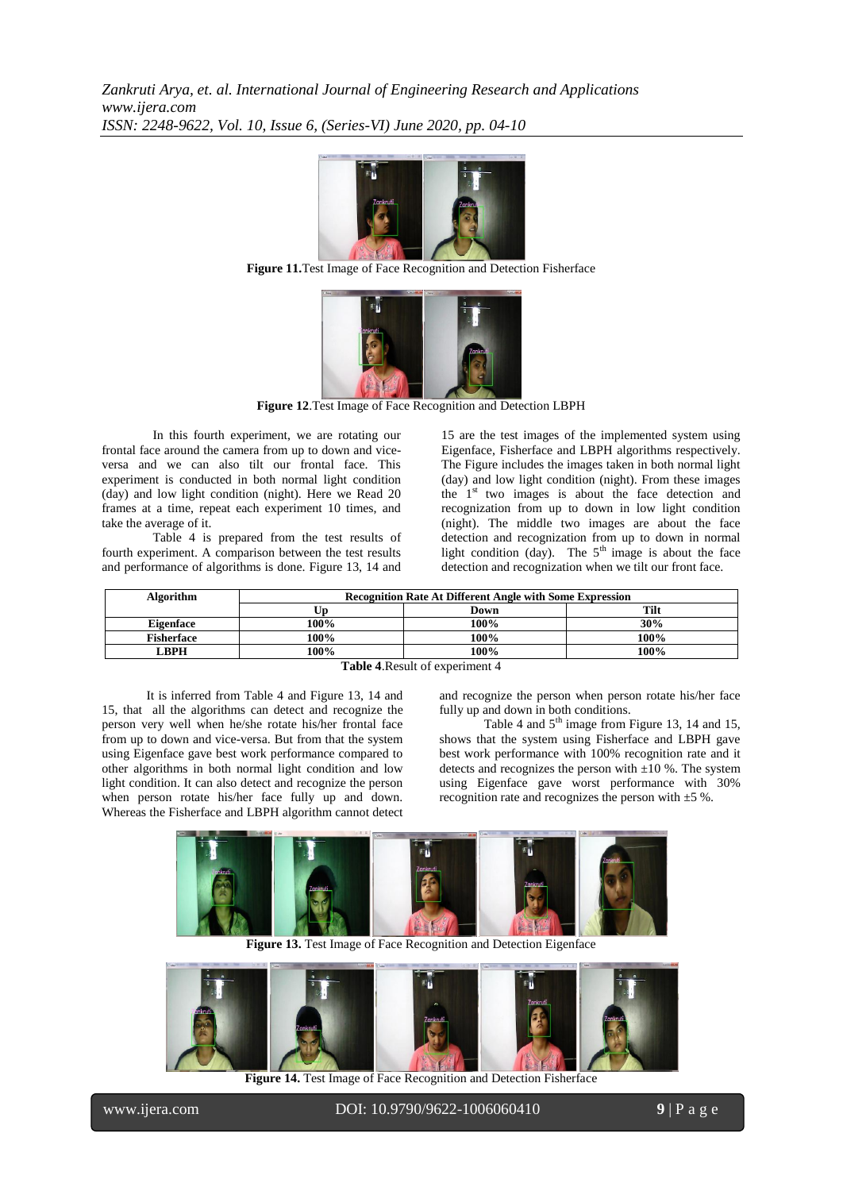**Figure 11.**Test Image of Face Recognition and Detection Fisherface

**Figure 12**.Test Image of Face Recognition and Detection LBPH

In this fourth experiment, we are rotating our frontal face around the camera from up to down and vice-versa and we can also tilt our frontal face. This experiment is conducted in both normal light condition (day) and low light condition (night). Here we Read 20 frames at a time, repeat each experiment 10 times, and take the average of it.

Table 4 is prepared from the test results of fourth experiment. A comparison between the test results and performance of algorithms is done. Figure 13, 14 and 15 are the test images of the implemented system using Eigenface, Fisherface and LBPH algorithms respectively. The Figure includes the images taken in both normal light (day) and low light condition (night). From these images the 1st two images is about the face detection and recognization from up to down in low light condition (night). The middle two images are about the face detection and recognization from up to down in normal light condition (day). The 5th image is about the face detection and recognization when we tilt our front face.

| Algorithm | Recognition Rate At Different Angle with Some Expression | | |
|---|---|---|---|
| | Up | Down | Tilt |
| Eigenface | 100% | 100% | 30% |
| Fisherface | 100% | 100% | 100% |
| LBPH | 100% | 100% | 100% |

**Table 4**.Result of experiment 4

It is inferred from Table 4 and Figure 13, 14 and 15, that all the algorithms can detect and recognize the person very well when he/she rotate his/her frontal face from up to down and vice-versa. But from that the system using Eigenface gave best work performance compared to other algorithms in both normal light condition and low light condition. It can also detect and recognize the person when person rotate his/her face fully up and down. Whereas the Fisherface and LBPH algorithm cannot detect and recognize the person when person rotate his/her face fully up and down in both conditions.

Table 4 and 5th image from Figure 13, 14 and 15, shows that the system using Fisherface and LBPH gave best work performance with 100% recognition rate and it detects and recognizes the person with ±10 %. The system using Eigenface gave worst performance with 30% recognition rate and recognizes the person with ±5 %.

**Figure 13.** Test Image of Face Recognition and Detection Eigenface

**Figure 14.** Test Image of Face Recognition and Detection Fisherface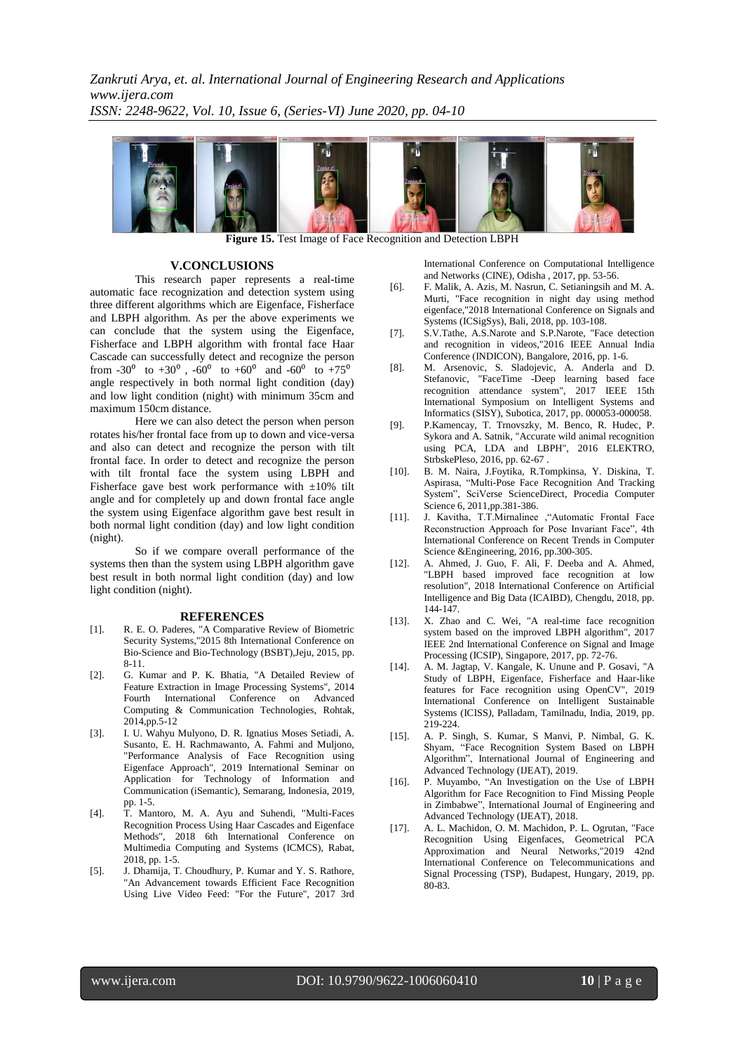**Figure 15.** Test Image of Face Recognition and Detection LBPH

## V.CONCLUSIONS

This research paper represents a real-time automatic face recognization and detection system using three different algorithms which are Eigenface, Fisherface and LBPH algorithm. As per the above experiments we can conclude that the system using the Eigenface, Fisherface and LBPH algorithm with frontal face Haar Cascade can successfully detect and recognize the person from $-30^0$ to $+30^0$, $-60^0$ to $+60^0$ and $-60^0$ to $+75^0$ angle respectively in both normal light condition (day) and low light condition (night) with minimum 35cm and maximum 150cm distance.

Here we can also detect the person when person rotates his/her frontal face from up to down and vice-versa and also can detect and recognize the person with tilt frontal face. In order to detect and recognize the person with tilt frontal face the system using LBPH and Fisherface gave best work performance with ±10% tilt angle and for completely up and down frontal face angle the system using Eigenface algorithm gave best result in both normal light condition (day) and low light condition (night).

So if we compare overall performance of the systems then than the system using LBPH algorithm gave best result in both normal light condition (day) and low light condition (night).

## REFERENCES

[1]. R. E. O. Paderes, "A Comparative Review of Biometric Security Systems,"2015 8th International Conference on Bio-Science and Bio-Technology (BSBT),Jeju, 2015, pp. 8-11.

[2]. G. Kumar and P. K. Bhatia, "A Detailed Review of Feature Extraction in Image Processing Systems", 2014 Fourth International Conference on Advanced Computing & Communication Technologies, Rohtak, 2014,pp.5-12

[3]. I. U. Wahyu Mulyono, D. R. Ignatius Moses Setiadi, A. Susanto, E. H. Rachmawanto, A. Fahmi and Muljono, "Performance Analysis of Face Recognition using Eigenface Approach", 2019 International Seminar on Application for Technology of Information and Communication (iSemantic), Semarang, Indonesia, 2019, pp. 1-5.

[4]. T. Mantoro, M. A. Ayu and Suhendi, "Multi-Faces Recognition Process Using Haar Cascades and Eigenface Methods", 2018 6th International Conference on Multimedia Computing and Systems (ICMCS), Rabat, 2018, pp. 1-5.

[5]. J. Dhamija, T. Choudhury, P. Kumar and Y. S. Rathore, "An Advancement towards Efficient Face Recognition Using Live Video Feed: "For the Future", 2017 3rd International Conference on Computational Intelligence and Networks (CINE), Odisha , 2017, pp. 53-56.

[6]. F. Malik, A. Azis, M. Nasrun, C. Setianingsih and M. A. Murti, "Face recognition in night day using method eigenface,"2018 International Conference on Signals and Systems (ICSigSys), Bali, 2018, pp. 103-108.

[7]. S.V.Tathe, A.S.Narote and S.P.Narote, "Face detection and recognition in videos,"2016 IEEE Annual India Conference (INDICON), Bangalore, 2016, pp. 1-6.

[8]. M. Arsenovic, S. Sladojevic, A. Anderla and D. Stefanovic, "FaceTime -Deep learning based face recognition attendance system", 2017 IEEE 15th International Symposium on Intelligent Systems and Informatics (SISY), Subotica, 2017, pp. 000053-000058.

[9]. P.Kamencay, T. Trnovszky, M. Benco, R. Hudec, P. Sykora and A. Satnik, "Accurate wild animal recognition using PCA, LDA and LBPH", 2016 ELEKTRO, StrbskePleso, 2016, pp. 62-67 .

[10]. B. M. Naira, J.Foytika, R.Tompkinsa, Y. Diskina, T. Aspirasa, "Multi-Pose Face Recognition And Tracking System", SciVerse ScienceDirect, Procedia Computer Science 6, 2011,pp.381-386.

[11]. J. Kavitha, T.T.Mirnalinee ,"Automatic Frontal Face Reconstruction Approach for Pose Invariant Face", 4th International Conference on Recent Trends in Computer Science &Engineering, 2016, pp.300-305.

[12]. A. Ahmed, J. Guo, F. Ali, F. Deeba and A. Ahmed, "LBPH based improved face recognition at low resolution", 2018 International Conference on Artificial Intelligence and Big Data (ICAIBD), Chengdu, 2018, pp. 144-147.

[13]. X. Zhao and C. Wei, "A real-time face recognition system based on the improved LBPH algorithm", 2017 IEEE 2nd International Conference on Signal and Image Processing (ICSIP), Singapore, 2017, pp. 72-76.

[14]. A. M. Jagtap, V. Kangale, K. Unune and P. Gosavi, "A Study of LBPH, Eigenface, Fisherface and Haar-like features for Face recognition using OpenCV", 2019 International Conference on Intelligent Sustainable Systems (ICISS), Palladam, Tamilnadu, India, 2019, pp. 219-224.

[15]. A. P. Singh, S. Kumar, S Manvi, P. Nimbal, G. K. Shyam, "Face Recognition System Based on LBPH Algorithm", International Journal of Engineering and Advanced Technology (IJEAT), 2019.

[16]. P. Muyambo, "An Investigation on the Use of LBPH Algorithm for Face Recognition to Find Missing People in Zimbabwe", International Journal of Engineering and Advanced Technology (IJEAT), 2018.

[17]. A. L. Machidon, O. M. Machidon, P. L. Ogrutan, "Face Recognition Using Eigenfaces, Geometrical PCA Approximation and Neural Networks,"2019 42nd International Conference on Telecommunications and Signal Processing (TSP), Budapest, Hungary, 2019, pp. 80-83.